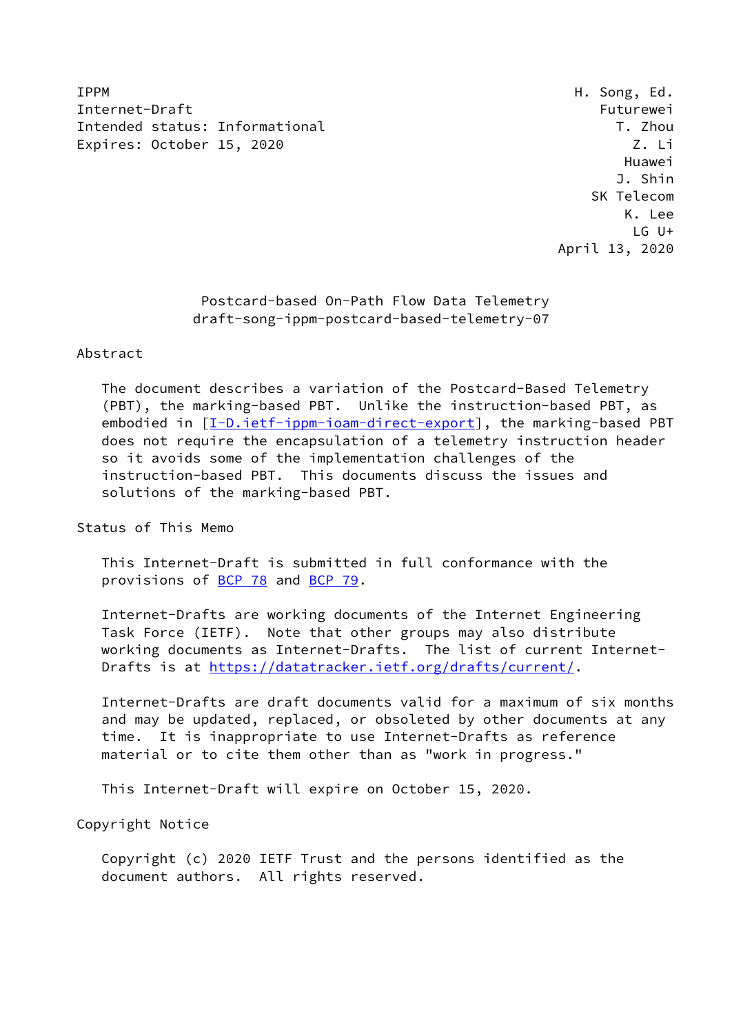IPPM H. Song, Ed.
Internet-Draft Futurewei
Intended status: Informational T. Zhou
Expires: October 15, 2020 Z. Li
Huawei
J. Shin
SK Telecom
K. Lee
LG U+
April 13, 2020

# Postcard-based On-Path Flow Data Telemetry
## draft-song-ippm-postcard-based-telemetry-07

## Abstract

The document describes a variation of the Postcard-Based Telemetry (PBT), the marking-based PBT. Unlike the instruction-based PBT, as embodied in [I-D.ietf-ippm-ioam-direct-export], the marking-based PBT does not require the encapsulation of a telemetry instruction header so it avoids some of the implementation challenges of the instruction-based PBT. This documents discuss the issues and solutions of the marking-based PBT.

## Status of This Memo

This Internet-Draft is submitted in full conformance with the provisions of BCP 78 and BCP 79.

Internet-Drafts are working documents of the Internet Engineering Task Force (IETF). Note that other groups may also distribute working documents as Internet-Drafts. The list of current Internet-Drafts is at https://datatracker.ietf.org/drafts/current/.

Internet-Drafts are draft documents valid for a maximum of six months and may be updated, replaced, or obsoleted by other documents at any time. It is inappropriate to use Internet-Drafts as reference material or to cite them other than as "work in progress."

This Internet-Draft will expire on October 15, 2020.

## Copyright Notice

Copyright (c) 2020 IETF Trust and the persons identified as the document authors. All rights reserved.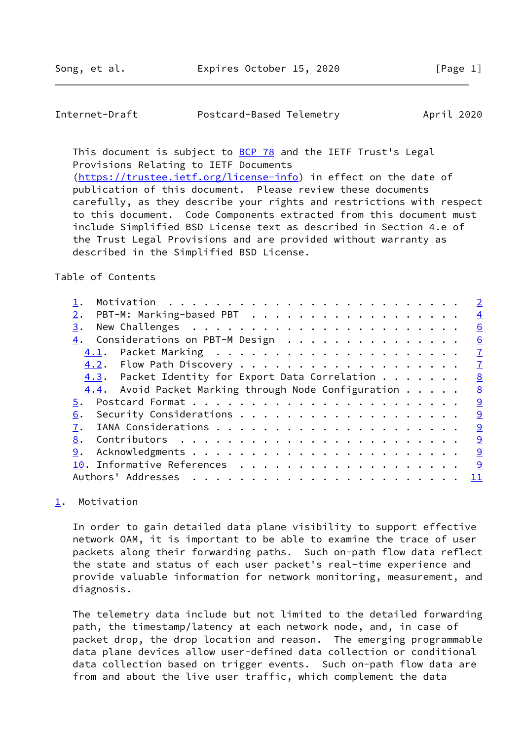This document is subject to BCP 78 and the IETF Trust's Legal Provisions Relating to IETF Documents (https://trustee.ietf.org/license-info) in effect on the date of publication of this document. Please review these documents carefully, as they describe your rights and restrictions with respect to this document. Code Components extracted from this document must include Simplified BSD License text as described in Section 4.e of the Trust Legal Provisions and are provided without warranty as described in the Simplified BSD License.

Table of Contents

- 1. Motivation . . . . . . . . . . . . . . . . . . . . . . . . . 2
- 2. PBT-M: Marking-based PBT . . . . . . . . . . . . . . . . . . 4
- 3. New Challenges . . . . . . . . . . . . . . . . . . . . . . . 6
- 4. Considerations on PBT-M Design . . . . . . . . . . . . . . . 6
  - 4.1. Packet Marking . . . . . . . . . . . . . . . . . . . . . 7
  - 4.2. Flow Path Discovery . . . . . . . . . . . . . . . . . . . 7
  - 4.3. Packet Identity for Export Data Correlation . . . . . . . 8
  - 4.4. Avoid Packet Marking through Node Configuration . . . . . 8
- 5. Postcard Format . . . . . . . . . . . . . . . . . . . . . . . 9
- 6. Security Considerations . . . . . . . . . . . . . . . . . . . 9
- 7. IANA Considerations . . . . . . . . . . . . . . . . . . . . . 9
- 8. Contributors . . . . . . . . . . . . . . . . . . . . . . . . 9
- 9. Acknowledgments . . . . . . . . . . . . . . . . . . . . . . . 9
- 10. Informative References . . . . . . . . . . . . . . . . . . . 9
- Authors' Addresses . . . . . . . . . . . . . . . . . . . . . . . 11

## 1. Motivation

In order to gain detailed data plane visibility to support effective network OAM, it is important to be able to examine the trace of user packets along their forwarding paths. Such on-path flow data reflect the state and status of each user packet's real-time experience and provide valuable information for network monitoring, measurement, and diagnosis.

The telemetry data include but not limited to the detailed forwarding path, the timestamp/latency at each network node, and, in case of packet drop, the drop location and reason. The emerging programmable data plane devices allow user-defined data collection or conditional data collection based on trigger events. Such on-path flow data are from and about the live user traffic, which complement the data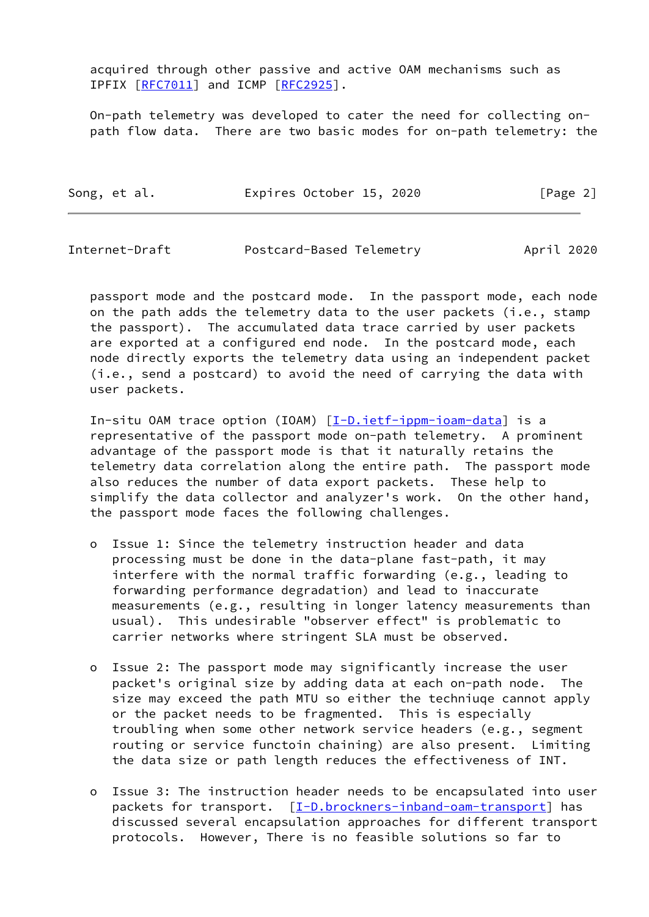acquired through other passive and active OAM mechanisms such as IPFIX [RFC7011] and ICMP [RFC2925].

On-path telemetry was developed to cater the need for collecting on-path flow data. There are two basic modes for on-path telemetry: the passport mode and the postcard mode. In the passport mode, each node on the path adds the telemetry data to the user packets (i.e., stamp the passport). The accumulated data trace carried by user packets are exported at a configured end node. In the postcard mode, each node directly exports the telemetry data using an independent packet (i.e., send a postcard) to avoid the need of carrying the data with user packets.

In-situ OAM trace option (IOAM) [I-D.ietf-ippm-ioam-data] is a representative of the passport mode on-path telemetry. A prominent advantage of the passport mode is that it naturally retains the telemetry data correlation along the entire path. The passport mode also reduces the number of data export packets. These help to simplify the data collector and analyzer's work. On the other hand, the passport mode faces the following challenges.

- Issue 1: Since the telemetry instruction header and data processing must be done in the data-plane fast-path, it may interfere with the normal traffic forwarding (e.g., leading to forwarding performance degradation) and lead to inaccurate measurements (e.g., resulting in longer latency measurements than usual). This undesirable "observer effect" is problematic to carrier networks where stringent SLA must be observed.

- Issue 2: The passport mode may significantly increase the user packet's original size by adding data at each on-path node. The size may exceed the path MTU so either the techniuqe cannot apply or the packet needs to be fragmented. This is especially troubling when some other network service headers (e.g., segment routing or service functoin chaining) are also present. Limiting the data size or path length reduces the effectiveness of INT.

- Issue 3: The instruction header needs to be encapsulated into user packets for transport. [I-D.brockners-inband-oam-transport] has discussed several encapsulation approaches for different transport protocols. However, There is no feasible solutions so far to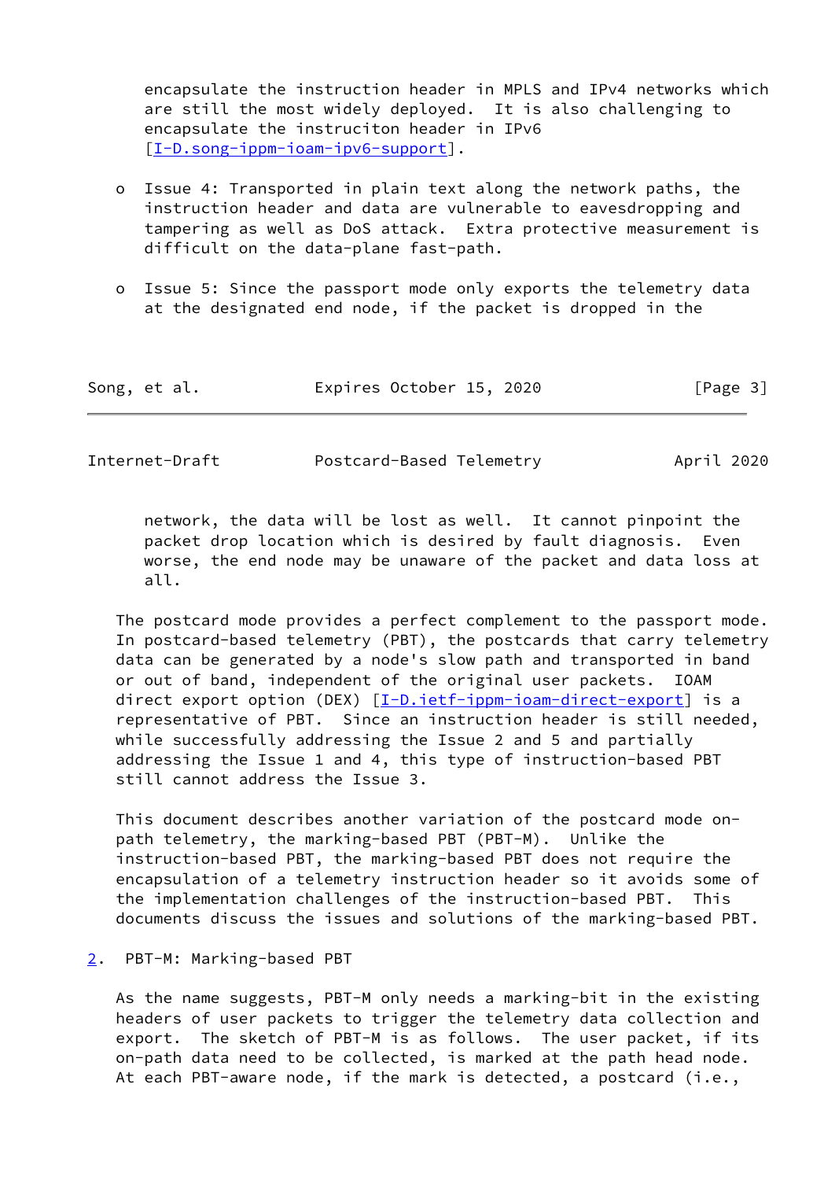encapsulate the instruction header in MPLS and IPv4 networks which are still the most widely deployed. It is also challenging to encapsulate the instruciton header in IPv6 [I-D.song-ippm-ioam-ipv6-support].

- Issue 4: Transported in plain text along the network paths, the instruction header and data are vulnerable to eavesdropping and tampering as well as DoS attack. Extra protective measurement is difficult on the data-plane fast-path.

- Issue 5: Since the passport mode only exports the telemetry data at the designated end node, if the packet is dropped in the network, the data will be lost as well. It cannot pinpoint the packet drop location which is desired by fault diagnosis. Even worse, the end node may be unaware of the packet and data loss at all.

The postcard mode provides a perfect complement to the passport mode. In postcard-based telemetry (PBT), the postcards that carry telemetry data can be generated by a node's slow path and transported in band or out of band, independent of the original user packets. IOAM direct export option (DEX) [I-D.ietf-ippm-ioam-direct-export] is a representative of PBT. Since an instruction header is still needed, while successfully addressing the Issue 2 and 5 and partially addressing the Issue 1 and 4, this type of instruction-based PBT still cannot address the Issue 3.

This document describes another variation of the postcard mode on-path telemetry, the marking-based PBT (PBT-M). Unlike the instruction-based PBT, the marking-based PBT does not require the encapsulation of a telemetry instruction header so it avoids some of the implementation challenges of the instruction-based PBT. This documents discuss the issues and solutions of the marking-based PBT.

## 2. PBT-M: Marking-based PBT

As the name suggests, PBT-M only needs a marking-bit in the existing headers of user packets to trigger the telemetry data collection and export. The sketch of PBT-M is as follows. The user packet, if its on-path data need to be collected, is marked at the path head node. At each PBT-aware node, if the mark is detected, a postcard (i.e.,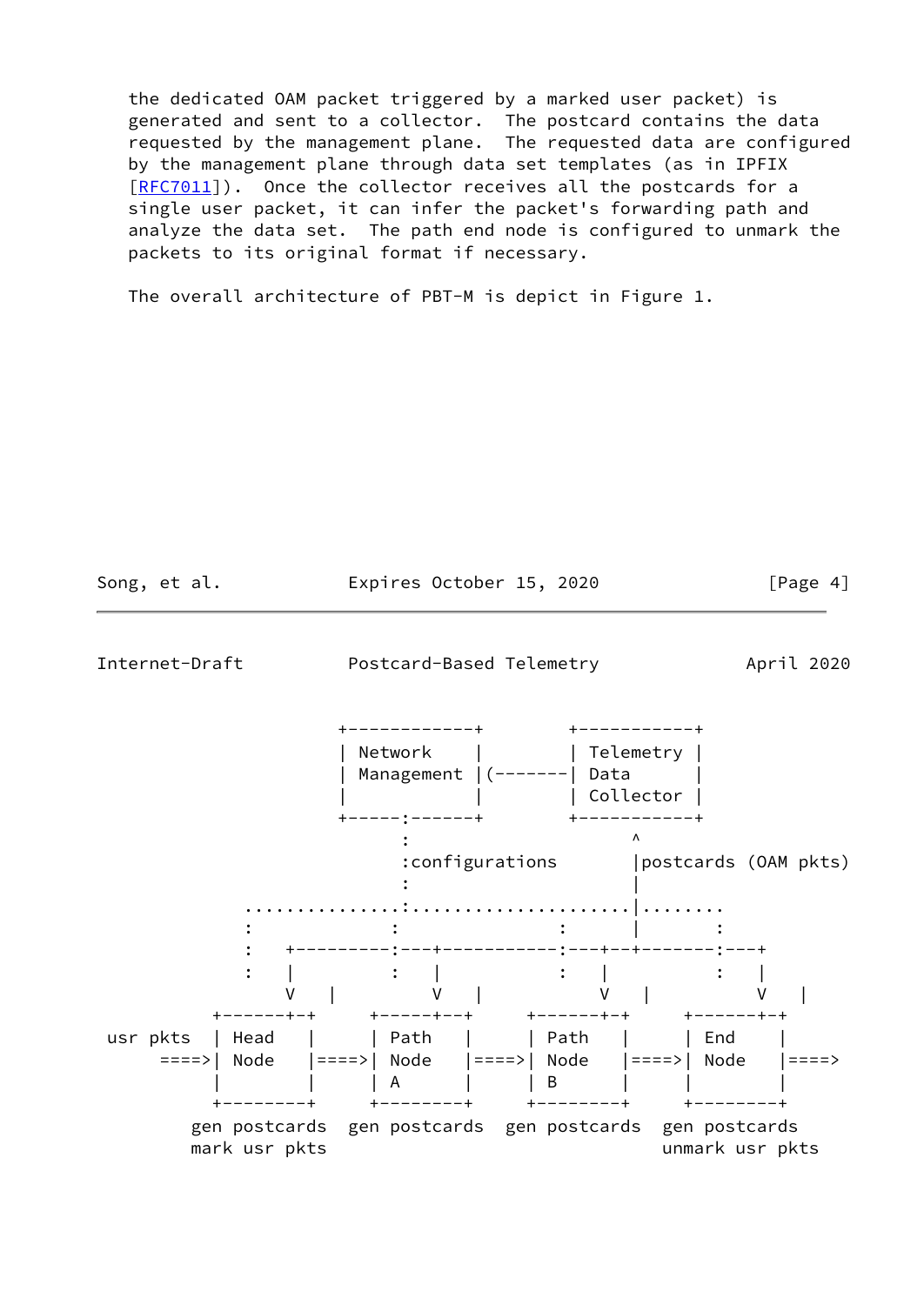the dedicated OAM packet triggered by a marked user packet) is generated and sent to a collector. The postcard contains the data requested by the management plane. The requested data are configured by the management plane through data set templates (as in IPFIX [RFC7011]). Once the collector receives all the postcards for a single user packet, it can infer the packet's forwarding path and analyze the data set. The path end node is configured to unmark the packets to its original format if necessary.

The overall architecture of PBT-M is depict in Figure 1.

```
                     +------------+        +-----------+
                     | Network    |        | Telemetry |
                     | Management |(-------| Data      |
                     |            |        | Collector |
                     +-----:------+        +-----------+
                           :                     ^
                           :configurations       |postcards (OAM pkts)
                           :                     |
              .............:.....................|........
              :           :            :         |      :
              :  +---------:---+-----------:---+--+-------:---+
              :  |         :   |           :   |        :   |
                 V   |         V   |          V   |       V   |
            +------+-+     +-----+---+     +------+-+     +------+-+
   usr pkts | Head   |     | Path    |     | Path   |     | End    |
       ====>| Node   |====>| Node    |====>| Node   |====>| Node   |====>
            |        |     | A       |     | B      |     |        |
            +--------+     +---------+     +--------+     +--------+
          gen postcards  gen postcards  gen postcards  gen postcards
          mark usr pkts                                unmark usr pkts
```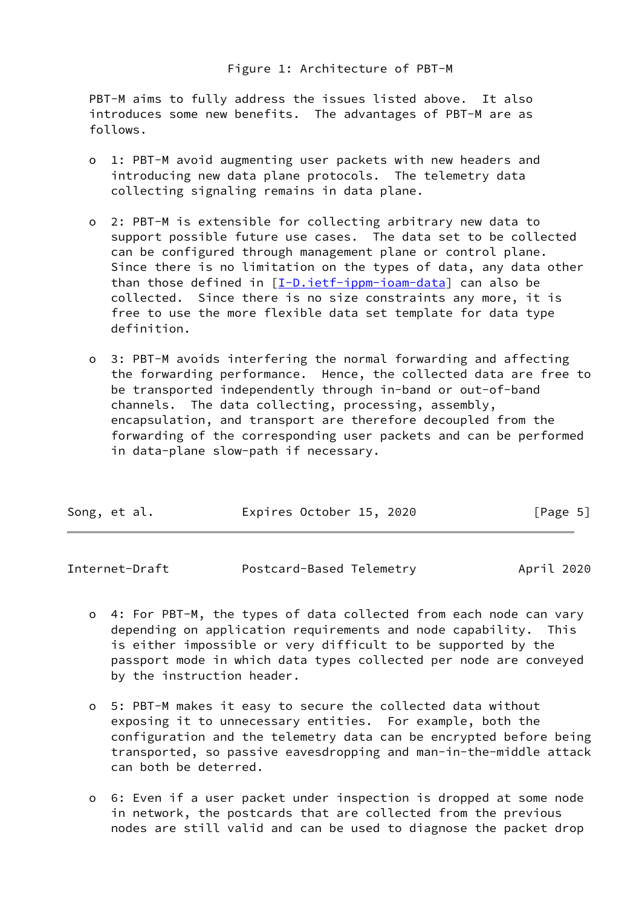Figure 1: Architecture of PBT-M

PBT-M aims to fully address the issues listed above. It also introduces some new benefits. The advantages of PBT-M are as follows.

- 1: PBT-M avoid augmenting user packets with new headers and introducing new data plane protocols. The telemetry data collecting signaling remains in data plane.

- 2: PBT-M is extensible for collecting arbitrary new data to support possible future use cases. The data set to be collected can be configured through management plane or control plane. Since there is no limitation on the types of data, any data other than those defined in [I-D.ietf-ippm-ioam-data] can also be collected. Since there is no size constraints any more, it is free to use the more flexible data set template for data type definition.

- 3: PBT-M avoids interfering the normal forwarding and affecting the forwarding performance. Hence, the collected data are free to be transported independently through in-band or out-of-band channels. The data collecting, processing, assembly, encapsulation, and transport are therefore decoupled from the forwarding of the corresponding user packets and can be performed in data-plane slow-path if necessary.

- 4: For PBT-M, the types of data collected from each node can vary depending on application requirements and node capability. This is either impossible or very difficult to be supported by the passport mode in which data types collected per node are conveyed by the instruction header.

- 5: PBT-M makes it easy to secure the collected data without exposing it to unnecessary entities. For example, both the configuration and the telemetry data can be encrypted before being transported, so passive eavesdropping and man-in-the-middle attack can both be deterred.

- 6: Even if a user packet under inspection is dropped at some node in network, the postcards that are collected from the previous nodes are still valid and can be used to diagnose the packet drop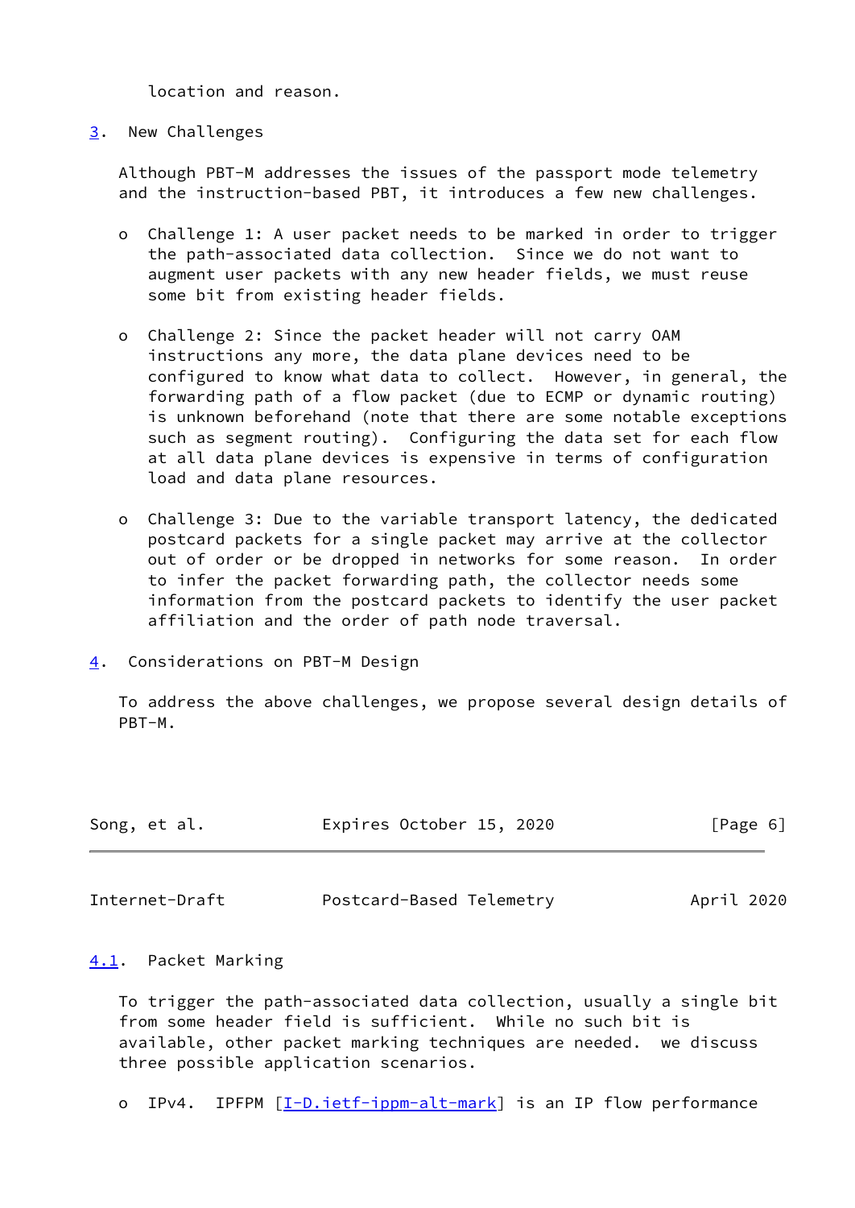location and reason.

## 3. New Challenges

Although PBT-M addresses the issues of the passport mode telemetry and the instruction-based PBT, it introduces a few new challenges.

- Challenge 1: A user packet needs to be marked in order to trigger the path-associated data collection. Since we do not want to augment user packets with any new header fields, we must reuse some bit from existing header fields.

- Challenge 2: Since the packet header will not carry OAM instructions any more, the data plane devices need to be configured to know what data to collect. However, in general, the forwarding path of a flow packet (due to ECMP or dynamic routing) is unknown beforehand (note that there are some notable exceptions such as segment routing). Configuring the data set for each flow at all data plane devices is expensive in terms of configuration load and data plane resources.

- Challenge 3: Due to the variable transport latency, the dedicated postcard packets for a single packet may arrive at the collector out of order or be dropped in networks for some reason. In order to infer the packet forwarding path, the collector needs some information from the postcard packets to identify the user packet affiliation and the order of path node traversal.

## 4. Considerations on PBT-M Design

To address the above challenges, we propose several design details of PBT-M.

### 4.1. Packet Marking

To trigger the path-associated data collection, usually a single bit from some header field is sufficient. While no such bit is available, other packet marking techniques are needed. we discuss three possible application scenarios.

- IPv4. IPFPM [I-D.ietf-ippm-alt-mark] is an IP flow performance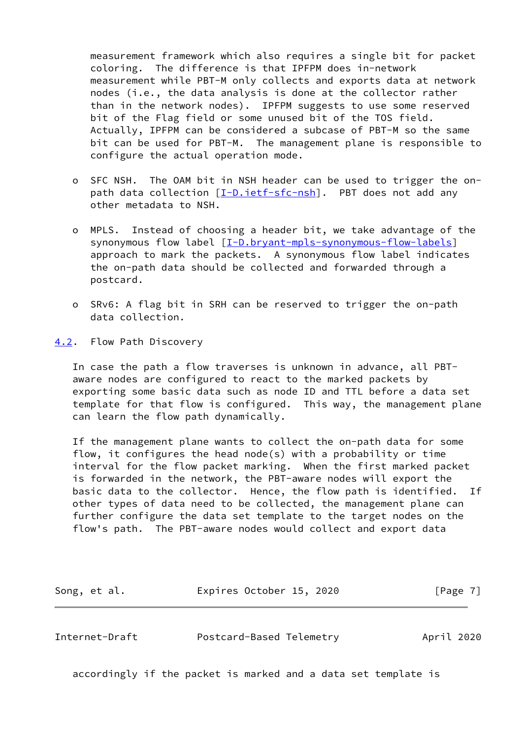measurement framework which also requires a single bit for packet coloring. The difference is that IPFPM does in-network measurement while PBT-M only collects and exports data at network nodes (i.e., the data analysis is done at the collector rather than in the network nodes). IPFPM suggests to use some reserved bit of the Flag field or some unused bit of the TOS field. Actually, IPFPM can be considered a subcase of PBT-M so the same bit can be used for PBT-M. The management plane is responsible to configure the actual operation mode.

- SFC NSH. The OAM bit in NSH header can be used to trigger the on-path data collection [I-D.ietf-sfc-nsh]. PBT does not add any other metadata to NSH.

- MPLS. Instead of choosing a header bit, we take advantage of the synonymous flow label [I-D.bryant-mpls-synonymous-flow-labels] approach to mark the packets. A synonymous flow label indicates the on-path data should be collected and forwarded through a postcard.

- SRv6: A flag bit in SRH can be reserved to trigger the on-path data collection.

### 4.2. Flow Path Discovery

In case the path a flow traverses is unknown in advance, all PBT-aware nodes are configured to react to the marked packets by exporting some basic data such as node ID and TTL before a data set template for that flow is configured. This way, the management plane can learn the flow path dynamically.

If the management plane wants to collect the on-path data for some flow, it configures the head node(s) with a probability or time interval for the flow packet marking. When the first marked packet is forwarded in the network, the PBT-aware nodes will export the basic data to the collector. Hence, the flow path is identified. If other types of data need to be collected, the management plane can further configure the data set template to the target nodes on the flow's path. The PBT-aware nodes would collect and export data accordingly if the packet is marked and a data set template is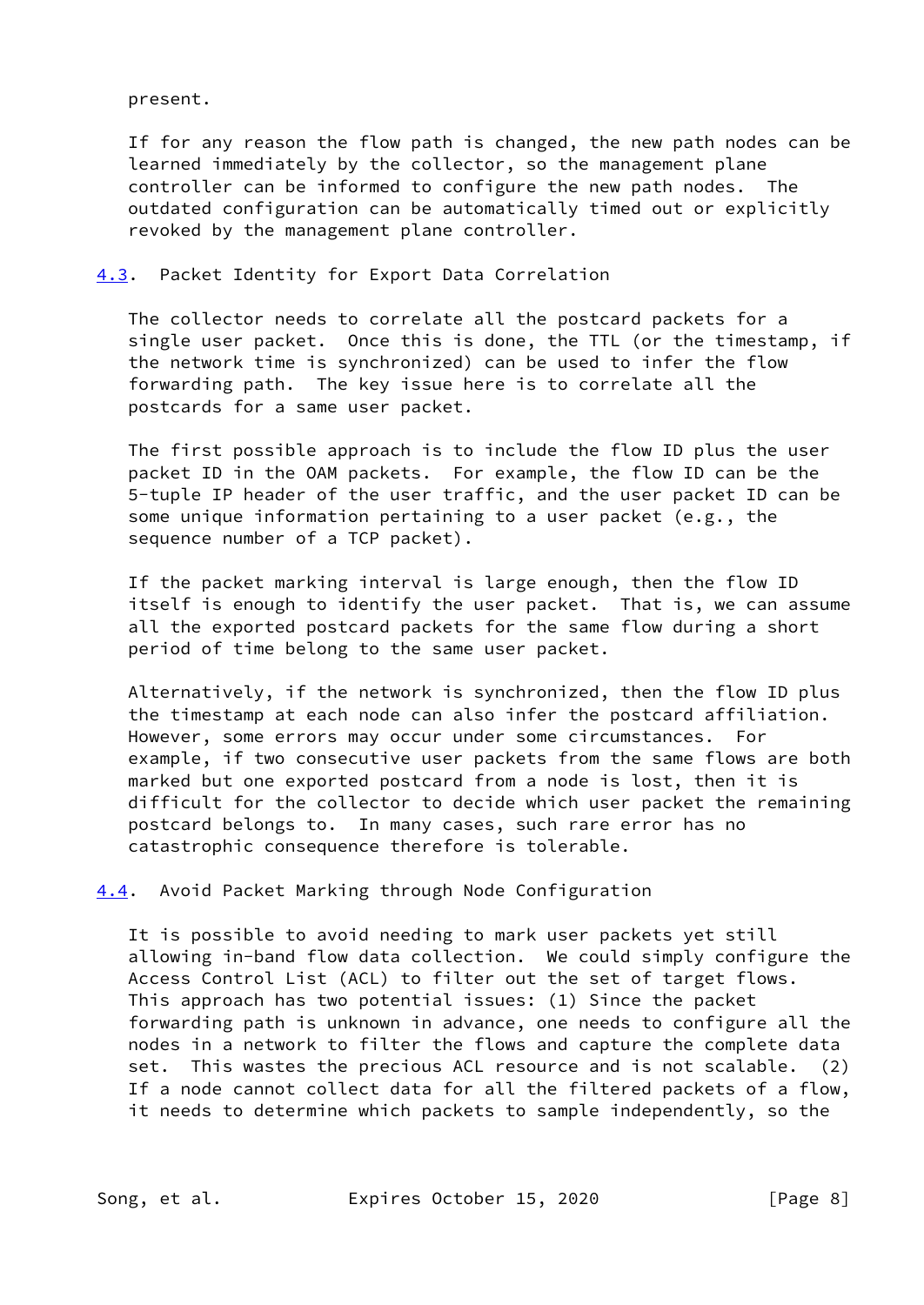present.

If for any reason the flow path is changed, the new path nodes can be learned immediately by the collector, so the management plane controller can be informed to configure the new path nodes. The outdated configuration can be automatically timed out or explicitly revoked by the management plane controller.

### 4.3. Packet Identity for Export Data Correlation

The collector needs to correlate all the postcard packets for a single user packet. Once this is done, the TTL (or the timestamp, if the network time is synchronized) can be used to infer the flow forwarding path. The key issue here is to correlate all the postcards for a same user packet.

The first possible approach is to include the flow ID plus the user packet ID in the OAM packets. For example, the flow ID can be the 5-tuple IP header of the user traffic, and the user packet ID can be some unique information pertaining to a user packet (e.g., the sequence number of a TCP packet).

If the packet marking interval is large enough, then the flow ID itself is enough to identify the user packet. That is, we can assume all the exported postcard packets for the same flow during a short period of time belong to the same user packet.

Alternatively, if the network is synchronized, then the flow ID plus the timestamp at each node can also infer the postcard affiliation. However, some errors may occur under some circumstances. For example, if two consecutive user packets from the same flows are both marked but one exported postcard from a node is lost, then it is difficult for the collector to decide which user packet the remaining postcard belongs to. In many cases, such rare error has no catastrophic consequence therefore is tolerable.

### 4.4. Avoid Packet Marking through Node Configuration

It is possible to avoid needing to mark user packets yet still allowing in-band flow data collection. We could simply configure the Access Control List (ACL) to filter out the set of target flows. This approach has two potential issues: (1) Since the packet forwarding path is unknown in advance, one needs to configure all the nodes in a network to filter the flows and capture the complete data set. This wastes the precious ACL resource and is not scalable. (2) If a node cannot collect data for all the filtered packets of a flow, it needs to determine which packets to sample independently, so the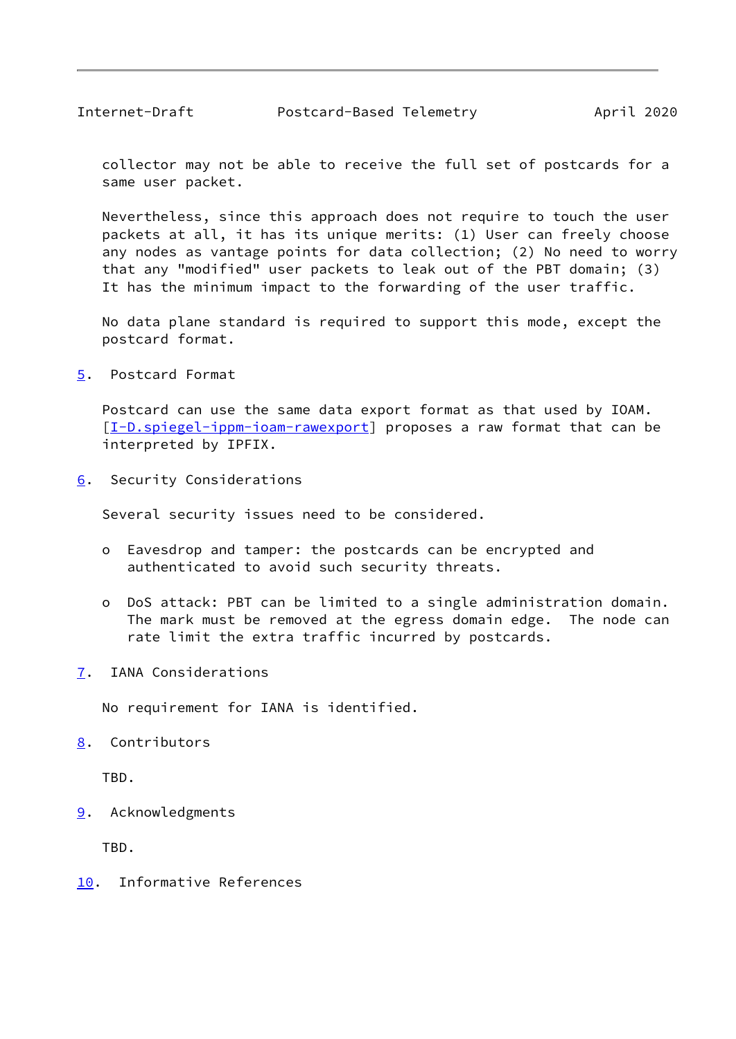collector may not be able to receive the full set of postcards for a same user packet.

Nevertheless, since this approach does not require to touch the user packets at all, it has its unique merits: (1) User can freely choose any nodes as vantage points for data collection; (2) No need to worry that any "modified" user packets to leak out of the PBT domain; (3) It has the minimum impact to the forwarding of the user traffic.

No data plane standard is required to support this mode, except the postcard format.

## 5. Postcard Format

Postcard can use the same data export format as that used by IOAM. [I-D.spiegel-ippm-ioam-rawexport] proposes a raw format that can be interpreted by IPFIX.

## 6. Security Considerations

Several security issues need to be considered.

- Eavesdrop and tamper: the postcards can be encrypted and authenticated to avoid such security threats.

- DoS attack: PBT can be limited to a single administration domain. The mark must be removed at the egress domain edge. The node can rate limit the extra traffic incurred by postcards.

## 7. IANA Considerations

No requirement for IANA is identified.

## 8. Contributors

TBD.

## 9. Acknowledgments

TBD.

## 10. Informative References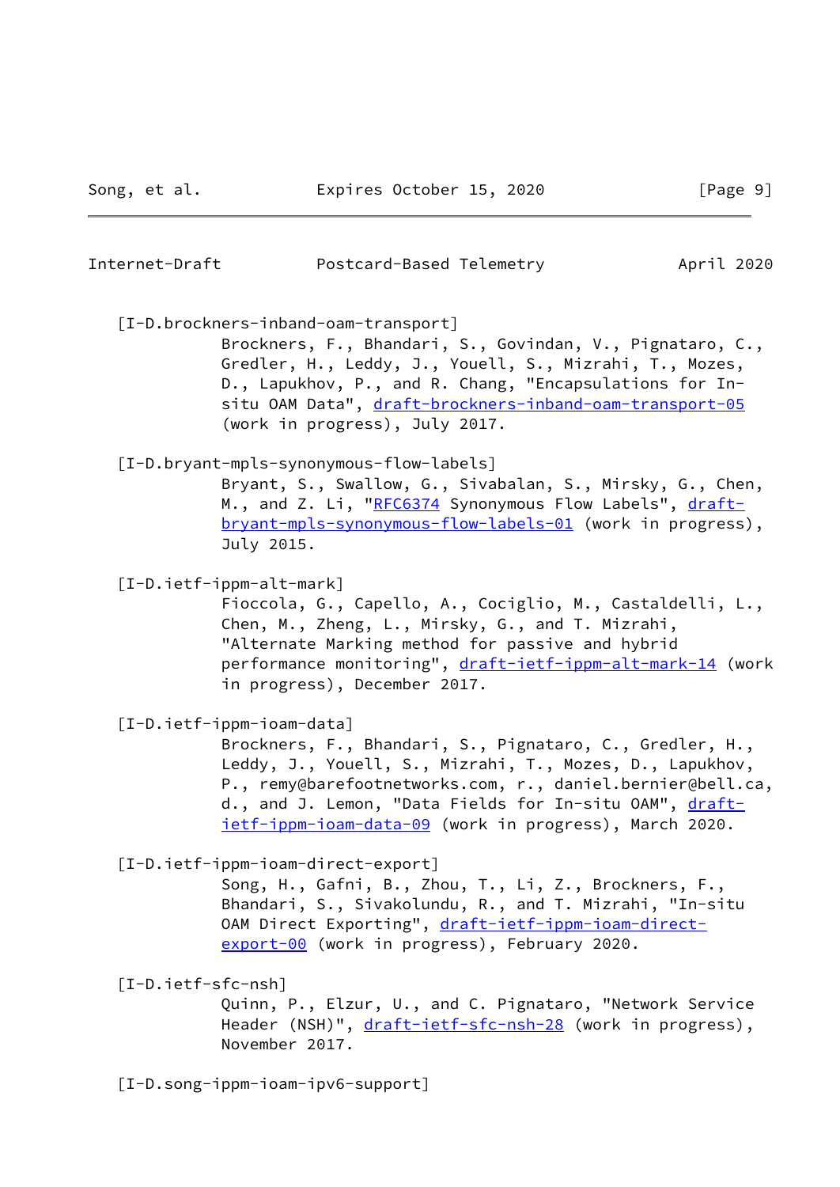[I-D.brockners-inband-oam-transport]
Brockners, F., Bhandari, S., Govindan, V., Pignataro, C., Gredler, H., Leddy, J., Youell, S., Mizrahi, T., Mozes, D., Lapukhov, P., and R. Chang, "Encapsulations for In-situ OAM Data", draft-brockners-inband-oam-transport-05 (work in progress), July 2017.

[I-D.bryant-mpls-synonymous-flow-labels]
Bryant, S., Swallow, G., Sivabalan, S., Mirsky, G., Chen, M., and Z. Li, "RFC6374 Synonymous Flow Labels", draft-bryant-mpls-synonymous-flow-labels-01 (work in progress), July 2015.

[I-D.ietf-ippm-alt-mark]
Fioccola, G., Capello, A., Cociglio, M., Castaldelli, L., Chen, M., Zheng, L., Mirsky, G., and T. Mizrahi, "Alternate Marking method for passive and hybrid performance monitoring", draft-ietf-ippm-alt-mark-14 (work in progress), December 2017.

[I-D.ietf-ippm-ioam-data]
Brockners, F., Bhandari, S., Pignataro, C., Gredler, H., Leddy, J., Youell, S., Mizrahi, T., Mozes, D., Lapukhov, P., remy@barefootnetworks.com, r., daniel.bernier@bell.ca, d., and J. Lemon, "Data Fields for In-situ OAM", draft-ietf-ippm-ioam-data-09 (work in progress), March 2020.

[I-D.ietf-ippm-ioam-direct-export]
Song, H., Gafni, B., Zhou, T., Li, Z., Brockners, F., Bhandari, S., Sivakolundu, R., and T. Mizrahi, "In-situ OAM Direct Exporting", draft-ietf-ippm-ioam-direct-export-00 (work in progress), February 2020.

[I-D.ietf-sfc-nsh]
Quinn, P., Elzur, U., and C. Pignataro, "Network Service Header (NSH)", draft-ietf-sfc-nsh-28 (work in progress), November 2017.

[I-D.song-ippm-ioam-ipv6-support]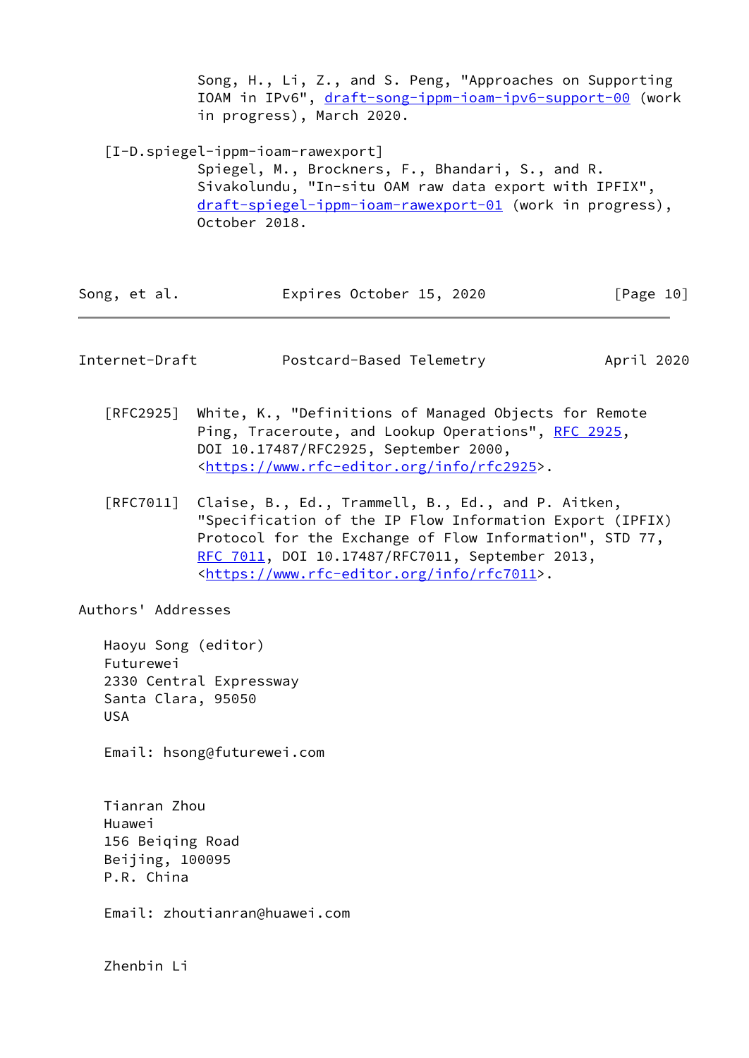Song, H., Li, Z., and S. Peng, "Approaches on Supporting IOAM in IPv6", draft-song-ippm-ioam-ipv6-support-00 (work in progress), March 2020.

[I-D.spiegel-ippm-ioam-rawexport]
Spiegel, M., Brockners, F., Bhandari, S., and R. Sivakolundu, "In-situ OAM raw data export with IPFIX", draft-spiegel-ippm-ioam-rawexport-01 (work in progress), October 2018.

[RFC2925] White, K., "Definitions of Managed Objects for Remote Ping, Traceroute, and Lookup Operations", RFC 2925, DOI 10.17487/RFC2925, September 2000, <https://www.rfc-editor.org/info/rfc2925>.

[RFC7011] Claise, B., Ed., Trammell, B., Ed., and P. Aitken, "Specification of the IP Flow Information Export (IPFIX) Protocol for the Exchange of Flow Information", STD 77, RFC 7011, DOI 10.17487/RFC7011, September 2013, <https://www.rfc-editor.org/info/rfc7011>.

## Authors' Addresses

Haoyu Song (editor)
Futurewei
2330 Central Expressway
Santa Clara, 95050
USA

Email: hsong@futurewei.com

Tianran Zhou
Huawei
156 Beiqing Road
Beijing, 100095
P.R. China

Email: zhoutianran@huawei.com

Zhenbin Li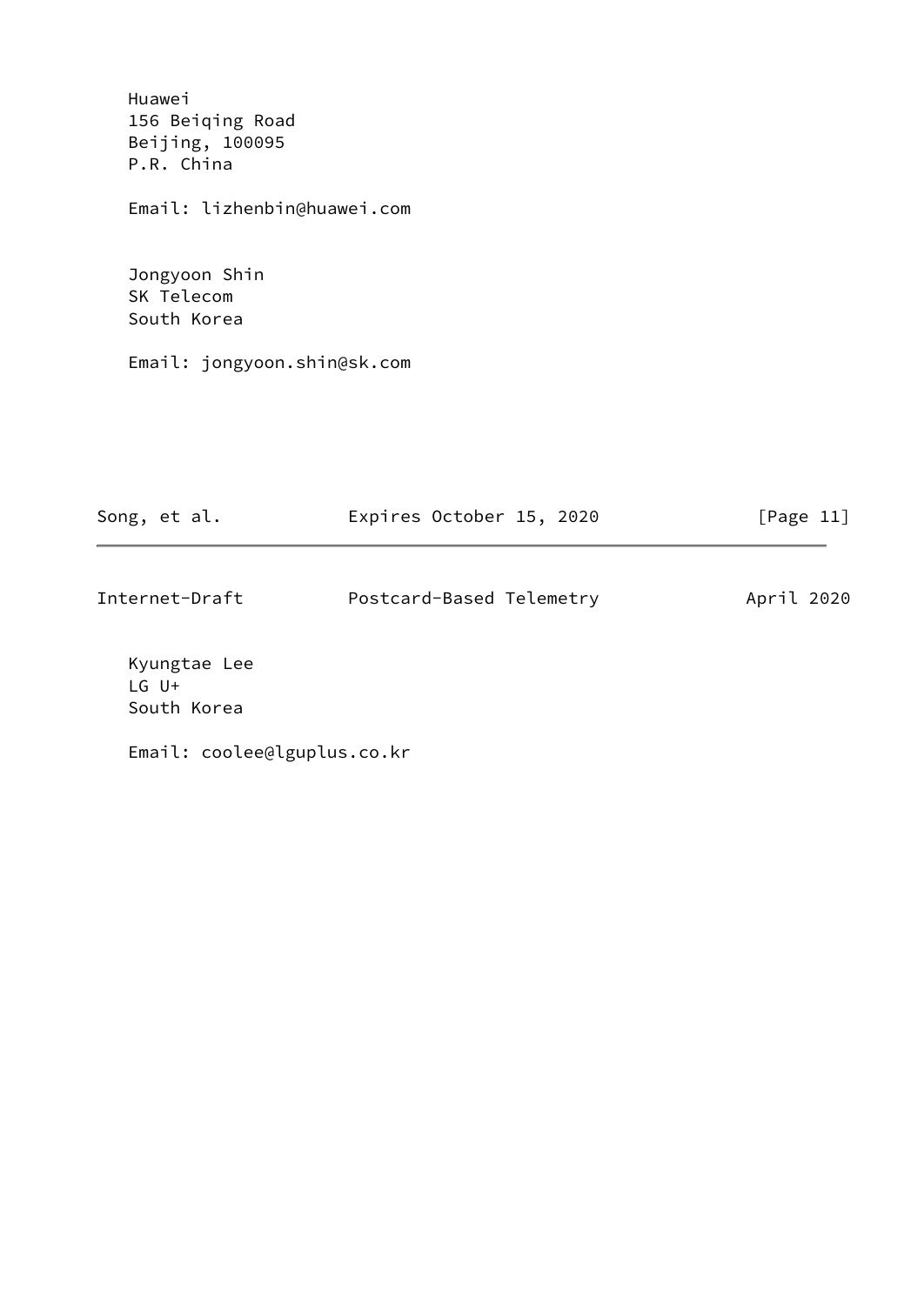Huawei
156 Beiqing Road
Beijing, 100095
P.R. China

Email: lizhenbin@huawei.com

Jongyoon Shin
SK Telecom
South Korea

Email: jongyoon.shin@sk.com

Kyungtae Lee
LG U+
South Korea

Email: coolee@lguplus.co.kr